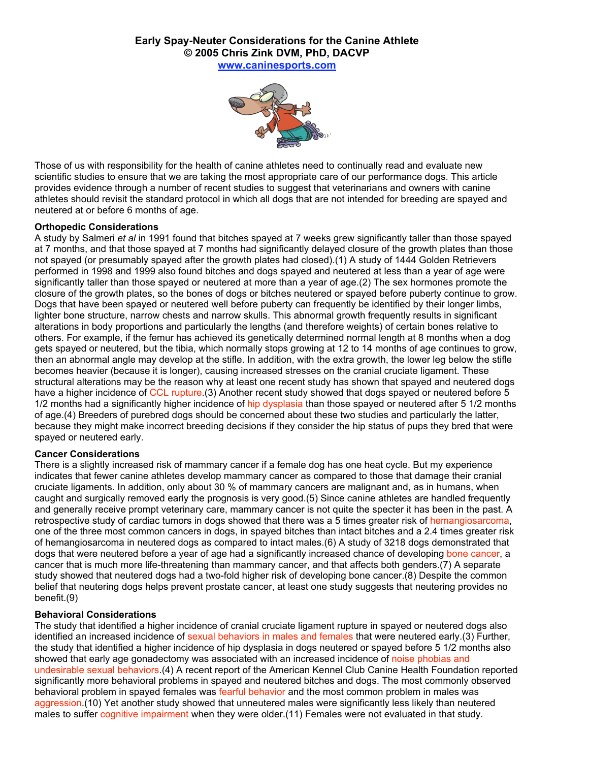# Early Spay-Neuter Considerations for the Canine Athlete

**© 2005 Chris Zink DVM, PhD, DACVP**

**www.caninesports.com**

Those of us with responsibility for the health of canine athletes need to continually read and evaluate new scientific studies to ensure that we are taking the most appropriate care of our performance dogs. This article provides evidence through a number of recent studies to suggest that veterinarians and owners with canine athletes should revisit the standard protocol in which all dogs that are not intended for breeding are spayed and neutered at or before 6 months of age.

**Orthopedic Considerations**

A study by Salmeri *et al* in 1991 found that bitches spayed at 7 weeks grew significantly taller than those spayed at 7 months, and that those spayed at 7 months had significantly delayed closure of the growth plates than those not spayed (or presumably spayed after the growth plates had closed).(1) A study of 1444 Golden Retrievers performed in 1998 and 1999 also found bitches and dogs spayed and neutered at less than a year of age were significantly taller than those spayed or neutered at more than a year of age.(2) The sex hormones promote the closure of the growth plates, so the bones of dogs or bitches neutered or spayed before puberty continue to grow. Dogs that have been spayed or neutered well before puberty can frequently be identified by their longer limbs, lighter bone structure, narrow chests and narrow skulls. This abnormal growth frequently results in significant alterations in body proportions and particularly the lengths (and therefore weights) of certain bones relative to others. For example, if the femur has achieved its genetically determined normal length at 8 months when a dog gets spayed or neutered, but the tibia, which normally stops growing at 12 to 14 months of age continues to grow, then an abnormal angle may develop at the stifle. In addition, with the extra growth, the lower leg below the stifle becomes heavier (because it is longer), causing increased stresses on the cranial cruciate ligament. These structural alterations may be the reason why at least one recent study has shown that spayed and neutered dogs have a higher incidence of CCL rupture.(3) Another recent study showed that dogs spayed or neutered before 5 1/2 months had a significantly higher incidence of hip dysplasia than those spayed or neutered after 5 1/2 months of age.(4) Breeders of purebred dogs should be concerned about these two studies and particularly the latter, because they might make incorrect breeding decisions if they consider the hip status of pups they bred that were spayed or neutered early.

**Cancer Considerations**

There is a slightly increased risk of mammary cancer if a female dog has one heat cycle. But my experience indicates that fewer canine athletes develop mammary cancer as compared to those that damage their cranial cruciate ligaments. In addition, only about 30 % of mammary cancers are malignant and, as in humans, when caught and surgically removed early the prognosis is very good.(5) Since canine athletes are handled frequently and generally receive prompt veterinary care, mammary cancer is not quite the specter it has been in the past. A retrospective study of cardiac tumors in dogs showed that there was a 5 times greater risk of hemangiosarcoma, one of the three most common cancers in dogs, in spayed bitches than intact bitches and a 2.4 times greater risk of hemangiosarcoma in neutered dogs as compared to intact males.(6) A study of 3218 dogs demonstrated that dogs that were neutered before a year of age had a significantly increased chance of developing bone cancer, a cancer that is much more life-threatening than mammary cancer, and that affects both genders.(7) A separate study showed that neutered dogs had a two-fold higher risk of developing bone cancer.(8) Despite the common belief that neutering dogs helps prevent prostate cancer, at least one study suggests that neutering provides no benefit.(9)

**Behavioral Considerations**

The study that identified a higher incidence of cranial cruciate ligament rupture in spayed or neutered dogs also identified an increased incidence of sexual behaviors in males and females that were neutered early.(3) Further, the study that identified a higher incidence of hip dysplasia in dogs neutered or spayed before 5 1/2 months also showed that early age gonadectomy was associated with an increased incidence of noise phobias and undesirable sexual behaviors.(4) A recent report of the American Kennel Club Canine Health Foundation reported significantly more behavioral problems in spayed and neutered bitches and dogs. The most commonly observed behavioral problem in spayed females was fearful behavior and the most common problem in males was aggression.(10) Yet another study showed that unneutered males were significantly less likely than neutered males to suffer cognitive impairment when they were older.(11) Females were not evaluated in that study.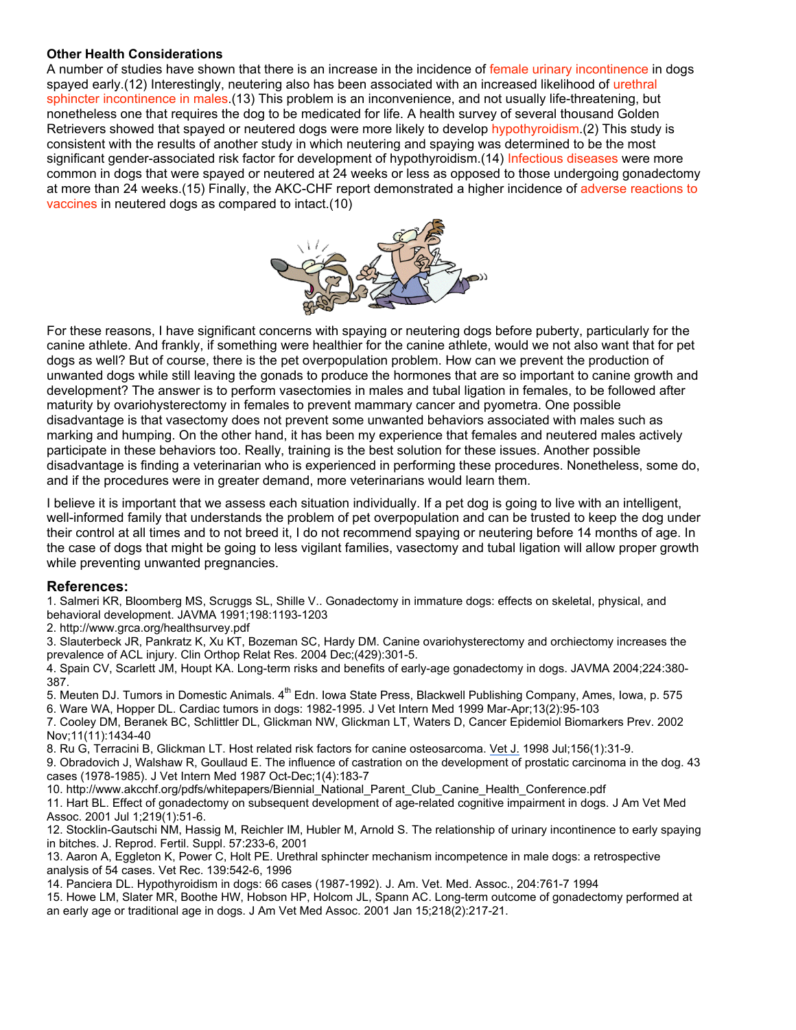**Other Health Considerations**

A number of studies have shown that there is an increase in the incidence of female urinary incontinence in dogs spayed early.(12) Interestingly, neutering also has been associated with an increased likelihood of urethral sphincter incontinence in males.(13) This problem is an inconvenience, and not usually life-threatening, but nonetheless one that requires the dog to be medicated for life. A health survey of several thousand Golden Retrievers showed that spayed or neutered dogs were more likely to develop hypothyroidism.(2) This study is consistent with the results of another study in which neutering and spaying was determined to be the most significant gender-associated risk factor for development of hypothyroidism.(14) Infectious diseases were more common in dogs that were spayed or neutered at 24 weeks or less as opposed to those undergoing gonadectomy at more than 24 weeks.(15) Finally, the AKC-CHF report demonstrated a higher incidence of adverse reactions to vaccines in neutered dogs as compared to intact.(10)

For these reasons, I have significant concerns with spaying or neutering dogs before puberty, particularly for the canine athlete. And frankly, if something were healthier for the canine athlete, would we not also want that for pet dogs as well? But of course, there is the pet overpopulation problem. How can we prevent the production of unwanted dogs while still leaving the gonads to produce the hormones that are so important to canine growth and development? The answer is to perform vasectomies in males and tubal ligation in females, to be followed after maturity by ovariohysterectomy in females to prevent mammary cancer and pyometra. One possible disadvantage is that vasectomy does not prevent some unwanted behaviors associated with males such as marking and humping. On the other hand, it has been my experience that females and neutered males actively participate in these behaviors too. Really, training is the best solution for these issues. Another possible disadvantage is finding a veterinarian who is experienced in performing these procedures. Nonetheless, some do, and if the procedures were in greater demand, more veterinarians would learn them.

I believe it is important that we assess each situation individually. If a pet dog is going to live with an intelligent, well-informed family that understands the problem of pet overpopulation and can be trusted to keep the dog under their control at all times and to not breed it, I do not recommend spaying or neutering before 14 months of age. In the case of dogs that might be going to less vigilant families, vasectomy and tubal ligation will allow proper growth while preventing unwanted pregnancies.

## References:

1. Salmeri KR, Bloomberg MS, Scruggs SL, Shille V.. Gonadectomy in immature dogs: effects on skeletal, physical, and behavioral development. JAVMA 1991;198:1193-1203
2. http://www.grca.org/healthsurvey.pdf
3. Slauterbeck JR, Pankratz K, Xu KT, Bozeman SC, Hardy DM. Canine ovariohysterectomy and orchiectomy increases the prevalence of ACL injury. Clin Orthop Relat Res. 2004 Dec;(429):301-5.
4. Spain CV, Scarlett JM, Houpt KA. Long-term risks and benefits of early-age gonadectomy in dogs. JAVMA 2004;224:380-387.
5. Meuten DJ. Tumors in Domestic Animals. 4th Edn. Iowa State Press, Blackwell Publishing Company, Ames, Iowa, p. 575
6. Ware WA, Hopper DL. Cardiac tumors in dogs: 1982-1995. J Vet Intern Med 1999 Mar-Apr;13(2):95-103
7. Cooley DM, Beranek BC, Schlittler DL, Glickman NW, Glickman LT, Waters D, Cancer Epidemiol Biomarkers Prev. 2002 Nov;11(11):1434-40
8. Ru G, Terracini B, Glickman LT. Host related risk factors for canine osteosarcoma. Vet J. 1998 Jul;156(1):31-9.
9. Obradovich J, Walshaw R, Goullaud E. The influence of castration on the development of prostatic carcinoma in the dog. 43 cases (1978-1985). J Vet Intern Med 1987 Oct-Dec;1(4):183-7
10. http://www.akcchf.org/pdfs/whitepapers/Biennial_National_Parent_Club_Canine_Health_Conference.pdf
11. Hart BL. Effect of gonadectomy on subsequent development of age-related cognitive impairment in dogs. J Am Vet Med Assoc. 2001 Jul 1;219(1):51-6.
12. Stocklin-Gautschi NM, Hassig M, Reichler IM, Hubler M, Arnold S. The relationship of urinary incontinence to early spaying in bitches. J. Reprod. Fertil. Suppl. 57:233-6, 2001
13. Aaron A, Eggleton K, Power C, Holt PE. Urethral sphincter mechanism incompetence in male dogs: a retrospective analysis of 54 cases. Vet Rec. 139:542-6, 1996
14. Panciera DL. Hypothyroidism in dogs: 66 cases (1987-1992). J. Am. Vet. Med. Assoc., 204:761-7 1994
15. Howe LM, Slater MR, Boothe HW, Hobson HP, Holcom JL, Spann AC. Long-term outcome of gonadectomy performed at an early age or traditional age in dogs. J Am Vet Med Assoc. 2001 Jan 15;218(2):217-21.